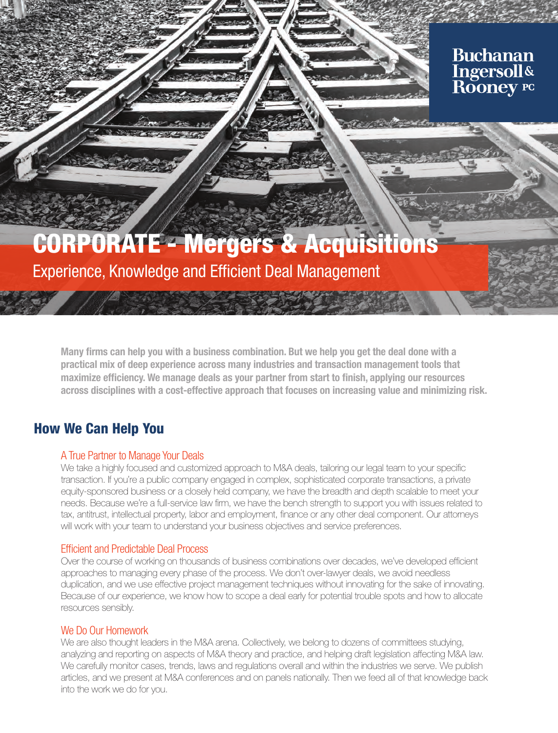Buchanan Ingersoll & Rooney PC

# CORPORATE - Mergers & Acquisitions

Experience, Knowledge and Efficient Deal Management

**Many firms can help you with a business combination. But we help you get the deal done with a practical mix of deep experience across many industries and transaction management tools that maximize efficiency. We manage deals as your partner from start to finish, applying our resources across disciplines with a cost-effective approach that focuses on increasing value and minimizing risk.**

## How We Can Help You

### A True Partner to Manage Your Deals

We take a highly focused and customized approach to M&A deals, tailoring our legal team to your specific transaction. If you're a public company engaged in complex, sophisticated corporate transactions, a private equity-sponsored business or a closely held company, we have the breadth and depth scalable to meet your needs. Because we're a full-service law firm, we have the bench strength to support you with issues related to tax, antitrust, intellectual property, labor and employment, finance or any other deal component. Our attorneys will work with your team to understand your business objectives and service preferences.

### Efficient and Predictable Deal Process

Over the course of working on thousands of business combinations over decades, we've developed efficient approaches to managing every phase of the process. We don't over-lawyer deals, we avoid needless duplication, and we use effective project management techniques without innovating for the sake of innovating. Because of our experience, we know how to scope a deal early for potential trouble spots and how to allocate resources sensibly.

### We Do Our Homework

We are also thought leaders in the M&A arena. Collectively, we belong to dozens of committees studying, analyzing and reporting on aspects of M&A theory and practice, and helping draft legislation affecting M&A law. We carefully monitor cases, trends, laws and regulations overall and within the industries we serve. We publish articles, and we present at M&A conferences and on panels nationally. Then we feed all of that knowledge back into the work we do for you.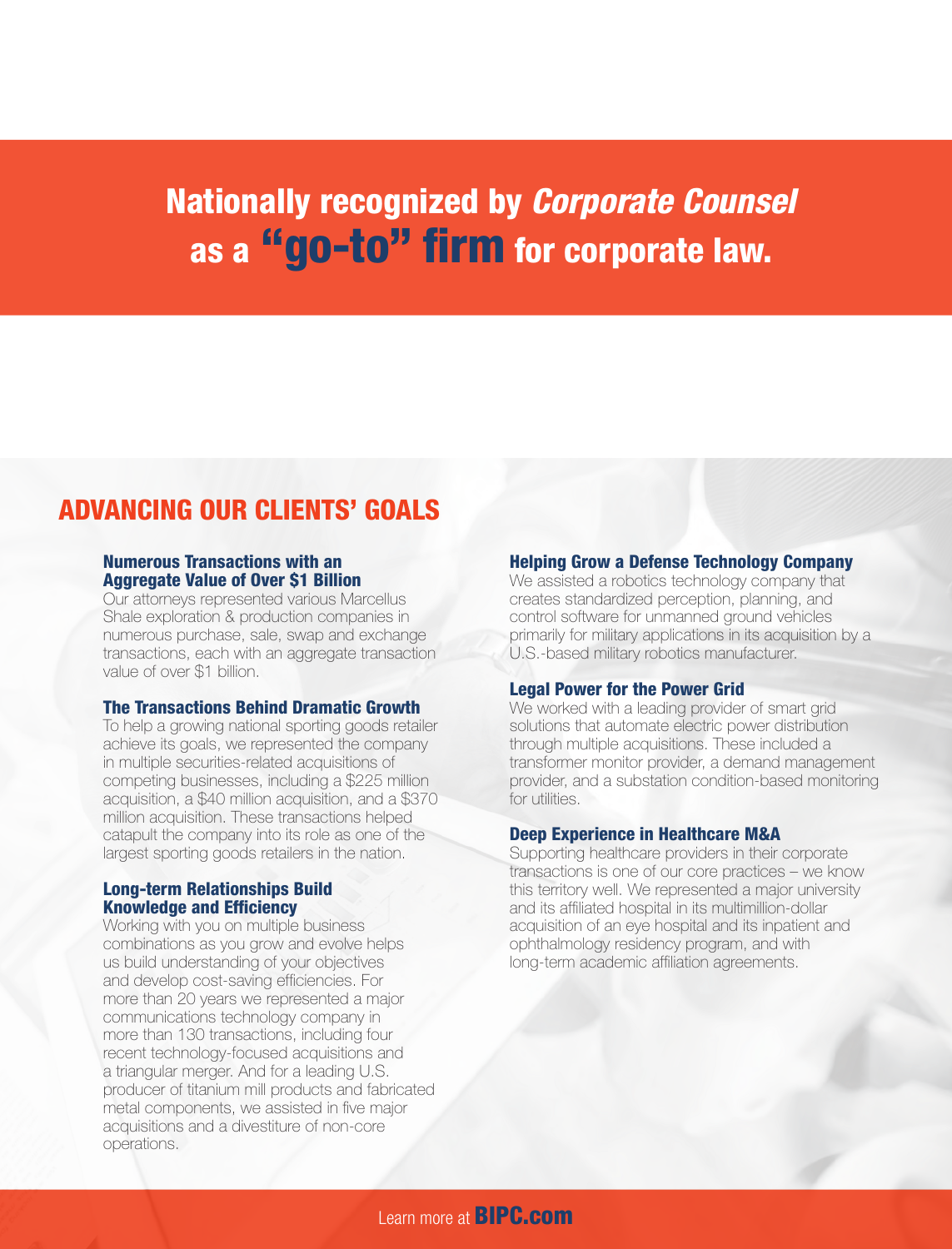# Nationally recognized by *Corporate Counsel* as a "go-to" firm for corporate law.

## ADVANCING OUR CLIENTS' GOALS

### Numerous Transactions with an Aggregate Value of Over $1 Billion

Our attorneys represented various Marcellus Shale exploration & production companies in numerous purchase, sale, swap and exchange transactions, each with an aggregate transaction value of over $1 billion.

### The Transactions Behind Dramatic Growth

To help a growing national sporting goods retailer achieve its goals, we represented the company in multiple securities-related acquisitions of competing businesses, including a $225 million acquisition, a $40 million acquisition, and a $370 million acquisition. These transactions helped catapult the company into its role as one of the largest sporting goods retailers in the nation.

### Long-term Relationships Build Knowledge and Efficiency

Working with you on multiple business combinations as you grow and evolve helps us build understanding of your objectives and develop cost-saving efficiencies. For more than 20 years we represented a major communications technology company in more than 130 transactions, including four recent technology-focused acquisitions and a triangular merger. And for a leading U.S. producer of titanium mill products and fabricated metal components, we assisted in five major acquisitions and a divestiture of non-core operations.

### Helping Grow a Defense Technology Company

We assisted a robotics technology company that creates standardized perception, planning, and control software for unmanned ground vehicles primarily for military applications in its acquisition by a U.S.-based military robotics manufacturer.

### Legal Power for the Power Grid

We worked with a leading provider of smart grid solutions that automate electric power distribution through multiple acquisitions. These included a transformer monitor provider, a demand management provider, and a substation condition-based monitoring for utilities.

### Deep Experience in Healthcare M&A

Supporting healthcare providers in their corporate transactions is one of our core practices – we know this territory well. We represented a major university and its affiliated hospital in its multimillion-dollar acquisition of an eye hospital and its inpatient and ophthalmology residency program, and with long-term academic affiliation agreements.

Learn more at **BIPC.com**